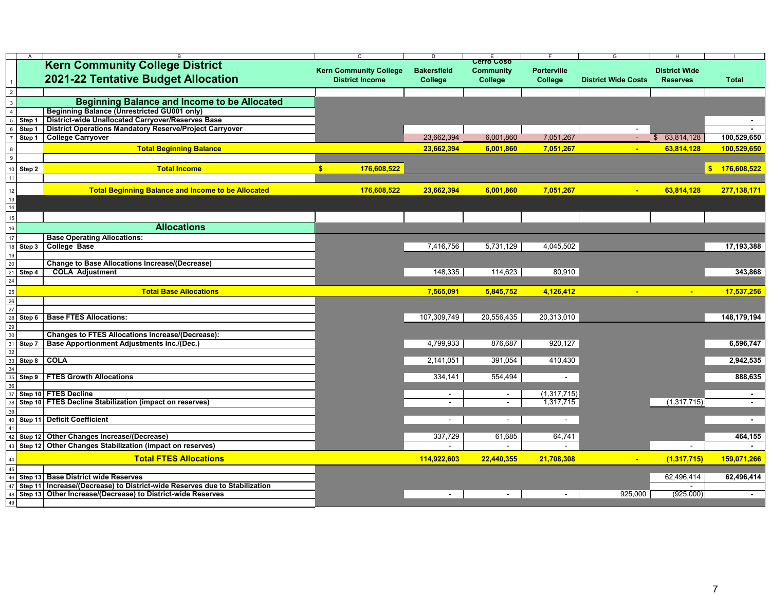# Kern Community College District
## 2021-22 Tentative Budget Allocation

| | | Kern Community College District Income | Bakersfield College | Cerro Coso Community College | Porterville College | District Wide Costs | District Wide Reserves | Total |
|---|---|---|---|---|---|---|---|---|
| | **Beginning Balance and Income to be Allocated** | | | | | | | |
| | **Beginning Balance (Unrestricted GU001 only)** | | | | | | | |
| Step 1 | District-wide Unallocated Carryover/Reserves Base | | | | | | | - |
| Step 1 | District Operations Mandatory Reserve/Project Carryover | | | | | - | | - |
| Step 1 | College Carryover | | 23,662,394 | 6,001,860 | 7,051,267 | - | $ 63,814,128 | 100,529,650 |
| | **Total Beginning Balance** | | **23,662,394** | **6,001,860** | **7,051,267** | **-** | **63,814,128** | **100,529,650** |
| Step 2 | **Total Income** | **$ 176,608,522** | | | | | | **$ 176,608,522** |
| | **Total Beginning Balance and Income to be Allocated** | **176,608,522** | **23,662,394** | **6,001,860** | **7,051,267** | **-** | **63,814,128** | **277,138,171** |
| | **Allocations** | | | | | | | |
| | **Base Operating Allocations:** | | | | | | | |
| Step 3 | College Base | | 7,416,756 | 5,731,129 | 4,045,502 | | | 17,193,388 |
| | **Change to Base Allocations Increase/(Decrease)** | | | | | | | |
| Step 4 | COLA Adjustment | | 148,335 | 114,623 | 80,910 | | | 343,868 |
| | **Total Base Allocations** | | **7,565,091** | **5,845,752** | **4,126,412** | **-** | **-** | **17,537,256** |
| Step 6 | **Base FTES Allocations:** | | 107,309,749 | 20,556,435 | 20,313,010 | | | 148,179,194 |
| | **Changes to FTES Allocations Increase/(Decrease):** | | | | | | | |
| Step 7 | Base Apportionment Adjustments Inc./(Dec.) | | 4,799,933 | 876,687 | 920,127 | | | 6,596,747 |
| Step 8 | COLA | | 2,141,051 | 391,054 | 410,430 | | | 2,942,535 |
| Step 9 | FTES Growth Allocations | | 334,141 | 554,494 | - | | | 888,635 |
| Step 10 | FTES Decline | | - | - | (1,317,715) | | | - |
| Step 10 | FTES Decline Stabilization (impact on reserves) | | - | - | 1,317,715 | | (1,317,715) | - |
| Step 11 | Deficit Coefficient | | - | - | - | | | - |
| Step 12 | Other Changes Increase/(Decrease) | | 337,729 | 61,685 | 64,741 | | | 464,155 |
| Step 12 | Other Changes Stabilization (impact on reserves) | | - | - | - | | - | - |
| | **Total FTES Allocations** | | **114,922,603** | **22,440,355** | **21,708,308** | **-** | **(1,317,715)** | **159,071,266** |
| Step 13 | Base District wide Reserves | | | | | | 62,496,414 | 62,496,414 |
| Step 11 | Increase/(Decrease) to District-wide Reserves due to Stabilization | | | | | | - | |
| Step 13 | Other Increase/(Decrease) to District-wide Reserves | | - | - | - | 925,000 | (925,000) | - |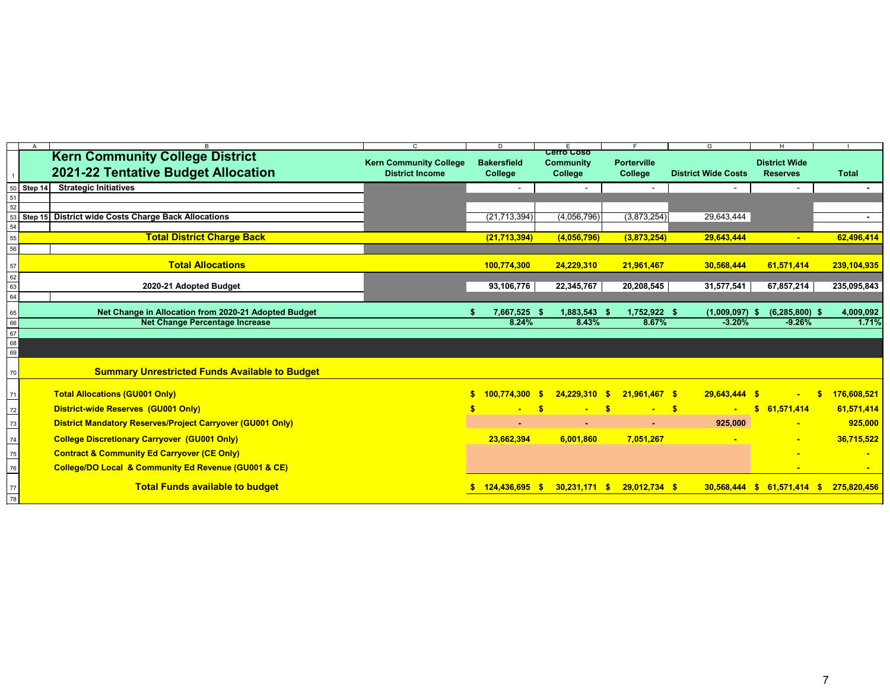# Kern Community College District

## 2021-22 Tentative Budget Allocation

| | | Kern Community College District Income | Bakersfield College | Cerro Coso Community College | Porterville College | District Wide Costs | District Wide Reserves | Total |
|---|---|---|---|---|---|---|---|---|
| Step 14 | Strategic Initiatives | | - | - | - | - | - | - |
| Step 15 | District wide Costs Charge Back Allocations | | (21,713,394) | (4,056,796) | (3,873,254) | 29,643,444 | | - |
| | **Total District Charge Back** | | **(21,713,394)** | **(4,056,796)** | **(3,873,254)** | **29,643,444** | **-** | **62,496,414** |
| | **Total Allocations** | | **100,774,300** | **24,229,310** | **21,961,467** | **30,568,444** | **61,571,414** | **239,104,935** |
| | **2020-21 Adopted Budget** | | **93,106,776** | **22,345,767** | **20,208,545** | **31,577,541** | **67,857,214** | **235,095,843** |
| | **Net Change in Allocation from 2020-21 Adopted Budget** | | **$ 7,667,525** | **$ 1,883,543** | **$ 1,752,922** | **$ (1,009,097)** | **$ (6,285,800)** | **$ 4,009,092** |
| | **Net Change Percentage Increase** | | **8.24%** | **8.43%** | **8.67%** | **-3.20%** | **-9.26%** | **1.71%** |

## Summary Unrestricted Funds Available to Budget

| | Bakersfield College | Cerro Coso Community College | Porterville College | District Wide Costs | District Wide Reserves | Total |
|---|---|---|---|---|---|---|
| **Total Allocations (GU001 Only)** | **$ 100,774,300** | **$ 24,229,310** | **$ 21,961,467** | **$ 29,643,444** | **$ -** | **$ 176,608,521** |
| **District-wide Reserves (GU001 Only)** | **$ -** | **$ -** | **$ -** | **$ -** | **$ 61,571,414** | **61,571,414** |
| **District Mandatory Reserves/Project Carryover (GU001 Only)** | **-** | **-** | **-** | **925,000** | **-** | **925,000** |
| **College Discretionary Carryover (GU001 Only)** | **23,662,394** | **6,001,860** | **7,051,267** | **-** | **-** | **36,715,522** |
| **Contract & Community Ed Carryover (CE Only)** | | | | | **-** | **-** |
| **College/DO Local & Community Ed Revenue (GU001 & CE)** | | | | | **-** | **-** |
| **Total Funds available to budget** | **$ 124,436,695** | **$ 30,231,171** | **$ 29,012,734** | **$ 30,568,444** | **$ 61,571,414** | **$ 275,820,456** |